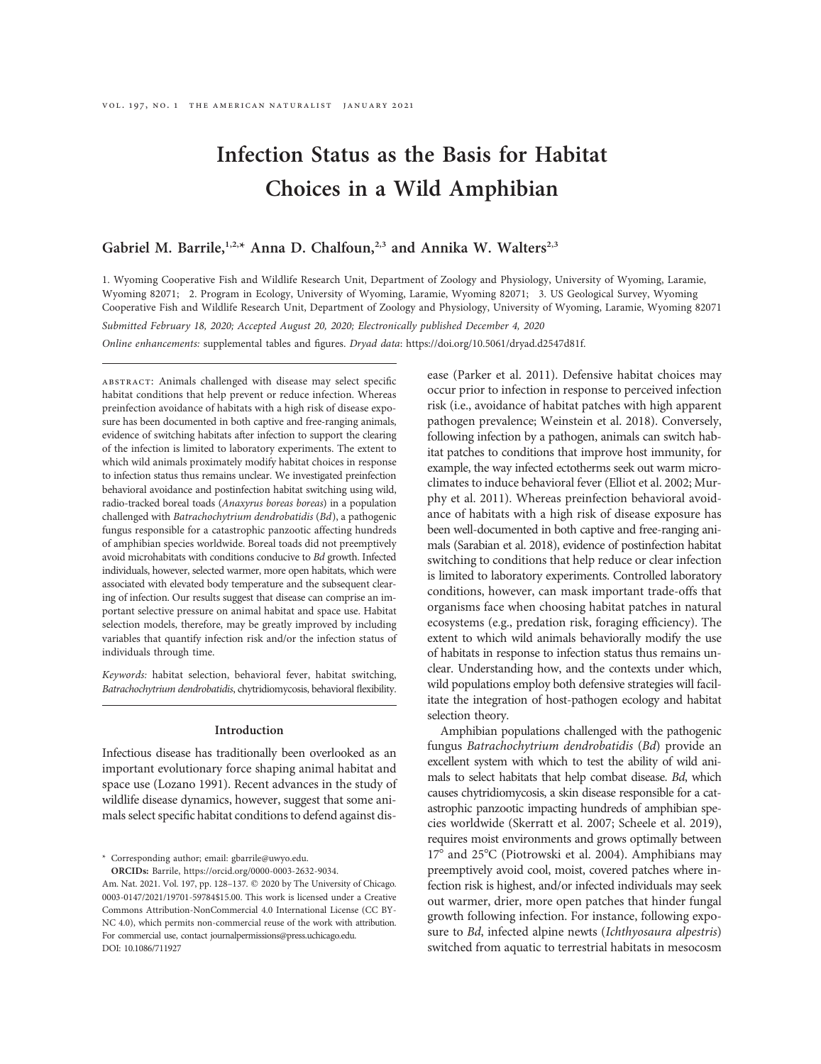# Infection Status as the Basis for Habitat Choices in a Wild Amphibian

**Gabriel M. Barrile,[1,2,*] Anna D. Chalfoun,[2,3] and Annika W. Walters[2,3]**

1. Wyoming Cooperative Fish and Wildlife Research Unit, Department of Zoology and Physiology, University of Wyoming, Laramie, Wyoming 82071; 2. Program in Ecology, University of Wyoming, Laramie, Wyoming 82071; 3. US Geological Survey, Wyoming Cooperative Fish and Wildlife Research Unit, Department of Zoology and Physiology, University of Wyoming, Laramie, Wyoming 82071

*Submitted February 18, 2020; Accepted August 20, 2020; Electronically published December 4, 2020*

*Online enhancements:* supplemental tables and figures. *Dryad data*: https://doi.org/10.5061/dryad.d2547d81f.

ABSTRACT: Animals challenged with disease may select specific habitat conditions that help prevent or reduce infection. Whereas preinfection avoidance of habitats with a high risk of disease exposure has been documented in both captive and free-ranging animals, evidence of switching habitats after infection to support the clearing of the infection is limited to laboratory experiments. The extent to which wild animals proximately modify habitat choices in response to infection status thus remains unclear. We investigated preinfection behavioral avoidance and postinfection habitat switching using wild, radio-tracked boreal toads (*Anaxyrus boreas boreas*) in a population challenged with *Batrachochytrium dendrobatidis* (*Bd*), a pathogenic fungus responsible for a catastrophic panzootic affecting hundreds of amphibian species worldwide. Boreal toads did not preemptively avoid microhabitats with conditions conducive to *Bd* growth. Infected individuals, however, selected warmer, more open habitats, which were associated with elevated body temperature and the subsequent clearing of infection. Our results suggest that disease can comprise an important selective pressure on animal habitat and space use. Habitat selection models, therefore, may be greatly improved by including variables that quantify infection risk and/or the infection status of individuals through time.

*Keywords:* habitat selection, behavioral fever, habitat switching, *Batrachochytrium dendrobatidis*, chytridiomycosis, behavioral flexibility.

## Introduction

Infectious disease has traditionally been overlooked as an important evolutionary force shaping animal habitat and space use (Lozano 1991). Recent advances in the study of wildlife disease dynamics, however, suggest that some animals select specific habitat conditions to defend against disease (Parker et al. 2011). Defensive habitat choices may occur prior to infection in response to perceived infection risk (i.e., avoidance of habitat patches with high apparent pathogen prevalence; Weinstein et al. 2018). Conversely, following infection by a pathogen, animals can switch habitat patches to conditions that improve host immunity, for example, the way infected ectotherms seek out warm microclimates to induce behavioral fever (Elliot et al. 2002; Murphy et al. 2011). Whereas preinfection behavioral avoidance of habitats with a high risk of disease exposure has been well-documented in both captive and free-ranging animals (Sarabian et al. 2018), evidence of postinfection habitat switching to conditions that help reduce or clear infection is limited to laboratory experiments. Controlled laboratory conditions, however, can mask important trade-offs that organisms face when choosing habitat patches in natural ecosystems (e.g., predation risk, foraging efficiency). The extent to which wild animals behaviorally modify the use of habitats in response to infection status thus remains unclear. Understanding how, and the contexts under which, wild populations employ both defensive strategies will facilitate the integration of host-pathogen ecology and habitat selection theory.

Amphibian populations challenged with the pathogenic fungus *Batrachochytrium dendrobatidis* (*Bd*) provide an excellent system with which to test the ability of wild animals to select habitats that help combat disease. *Bd*, which causes chytridiomycosis, a skin disease responsible for a catastrophic panzootic impacting hundreds of amphibian species worldwide (Skerratt et al. 2007; Scheele et al. 2019), requires moist environments and grows optimally between 17° and 25°C (Piotrowski et al. 2004). Amphibians may preemptively avoid cool, moist, covered patches where infection risk is highest, and/or infected individuals may seek out warmer, drier, more open patches that hinder fungal growth following infection. For instance, following exposure to *Bd*, infected alpine newts (*Ichthyosaura alpestris*) switched from aquatic to terrestrial habitats in mesocosm

\* Corresponding author; email: gbarrile@uwyo.edu.

**ORCIDs:** Barrile, https://orcid.org/0000-0003-2632-9034.

Am. Nat. 2021. Vol. 197, pp. 128–137. © 2020 by The University of Chicago. 0003-0147/2021/19701-59784$15.00. This work is licensed under a Creative Commons Attribution-NonCommercial 4.0 International License (CC BY-NC 4.0), which permits non-commercial reuse of the work with attribution. For commercial use, contact journalpermissions@press.uchicago.edu.
DOI: 10.1086/711927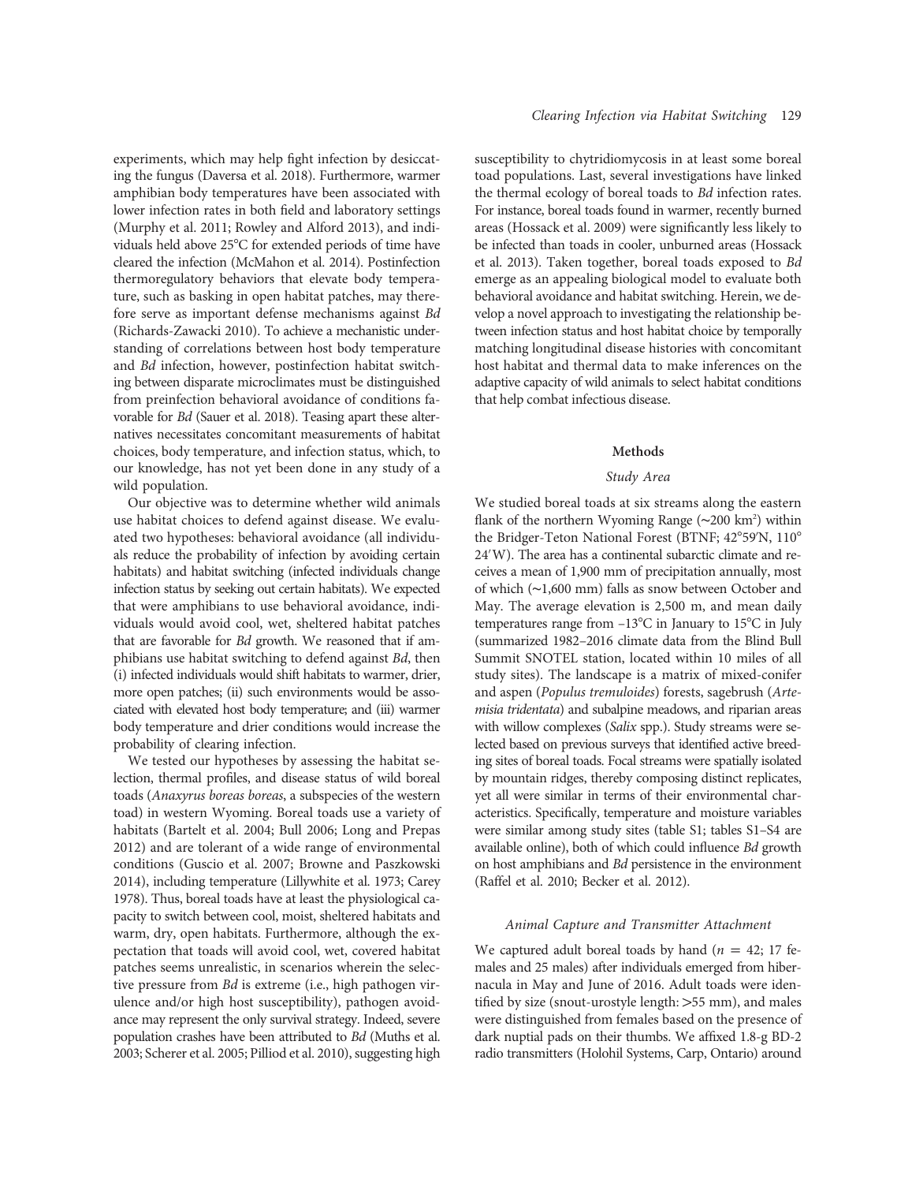experiments, which may help fight infection by desiccating the fungus (Daversa et al. 2018). Furthermore, warmer amphibian body temperatures have been associated with lower infection rates in both field and laboratory settings (Murphy et al. 2011; Rowley and Alford 2013), and individuals held above 25°C for extended periods of time have cleared the infection (McMahon et al. 2014). Postinfection thermoregulatory behaviors that elevate body temperature, such as basking in open habitat patches, may therefore serve as important defense mechanisms against *Bd* (Richards-Zawacki 2010). To achieve a mechanistic understanding of correlations between host body temperature and *Bd* infection, however, postinfection habitat switching between disparate microclimates must be distinguished from preinfection behavioral avoidance of conditions favorable for *Bd* (Sauer et al. 2018). Teasing apart these alternatives necessitates concomitant measurements of habitat choices, body temperature, and infection status, which, to our knowledge, has not yet been done in any study of a wild population.

Our objective was to determine whether wild animals use habitat choices to defend against disease. We evaluated two hypotheses: behavioral avoidance (all individuals reduce the probability of infection by avoiding certain habitats) and habitat switching (infected individuals change infection status by seeking out certain habitats). We expected that were amphibians to use behavioral avoidance, individuals would avoid cool, wet, sheltered habitat patches that are favorable for *Bd* growth. We reasoned that if amphibians use habitat switching to defend against *Bd*, then (i) infected individuals would shift habitats to warmer, drier, more open patches; (ii) such environments would be associated with elevated host body temperature; and (iii) warmer body temperature and drier conditions would increase the probability of clearing infection.

We tested our hypotheses by assessing the habitat selection, thermal profiles, and disease status of wild boreal toads (*Anaxyrus boreas boreas*, a subspecies of the western toad) in western Wyoming. Boreal toads use a variety of habitats (Bartelt et al. 2004; Bull 2006; Long and Prepas 2012) and are tolerant of a wide range of environmental conditions (Guscio et al. 2007; Browne and Paszkowski 2014), including temperature (Lillywhite et al. 1973; Carey 1978). Thus, boreal toads have at least the physiological capacity to switch between cool, moist, sheltered habitats and warm, dry, open habitats. Furthermore, although the expectation that toads will avoid cool, wet, covered habitat patches seems unrealistic, in scenarios wherein the selective pressure from *Bd* is extreme (i.e., high pathogen virulence and/or high host susceptibility), pathogen avoidance may represent the only survival strategy. Indeed, severe population crashes have been attributed to *Bd* (Muths et al. 2003; Scherer et al. 2005; Pilliod et al. 2010), suggesting high susceptibility to chytridiomycosis in at least some boreal toad populations. Last, several investigations have linked the thermal ecology of boreal toads to *Bd* infection rates. For instance, boreal toads found in warmer, recently burned areas (Hossack et al. 2009) were significantly less likely to be infected than toads in cooler, unburned areas (Hossack et al. 2013). Taken together, boreal toads exposed to *Bd* emerge as an appealing biological model to evaluate both behavioral avoidance and habitat switching. Herein, we develop a novel approach to investigating the relationship between infection status and host habitat choice by temporally matching longitudinal disease histories with concomitant host habitat and thermal data to make inferences on the adaptive capacity of wild animals to select habitat conditions that help combat infectious disease.

## Methods

### Study Area

We studied boreal toads at six streams along the eastern flank of the northern Wyoming Range (~200 km$^2$) within the Bridger-Teton National Forest (BTNF; 42°59′N, 110°24′W). The area has a continental subarctic climate and receives a mean of 1,900 mm of precipitation annually, most of which (~1,600 mm) falls as snow between October and May. The average elevation is 2,500 m, and mean daily temperatures range from −13°C in January to 15°C in July (summarized 1982–2016 climate data from the Blind Bull Summit SNOTEL station, located within 10 miles of all study sites). The landscape is a matrix of mixed-conifer and aspen (*Populus tremuloides*) forests, sagebrush (*Artemisia tridentata*) and subalpine meadows, and riparian areas with willow complexes (*Salix* spp.). Study streams were selected based on previous surveys that identified active breeding sites of boreal toads. Focal streams were spatially isolated by mountain ridges, thereby composing distinct replicates, yet all were similar in terms of their environmental characteristics. Specifically, temperature and moisture variables were similar among study sites (table S1; tables S1–S4 are available online), both of which could influence *Bd* growth on host amphibians and *Bd* persistence in the environment (Raffel et al. 2010; Becker et al. 2012).

### Animal Capture and Transmitter Attachment

We captured adult boreal toads by hand ($n = 42$; 17 females and 25 males) after individuals emerged from hibernacula in May and June of 2016. Adult toads were identified by size (snout-urostyle length: >55 mm), and males were distinguished from females based on the presence of dark nuptial pads on their thumbs. We affixed 1.8-g BD-2 radio transmitters (Holohil Systems, Carp, Ontario) around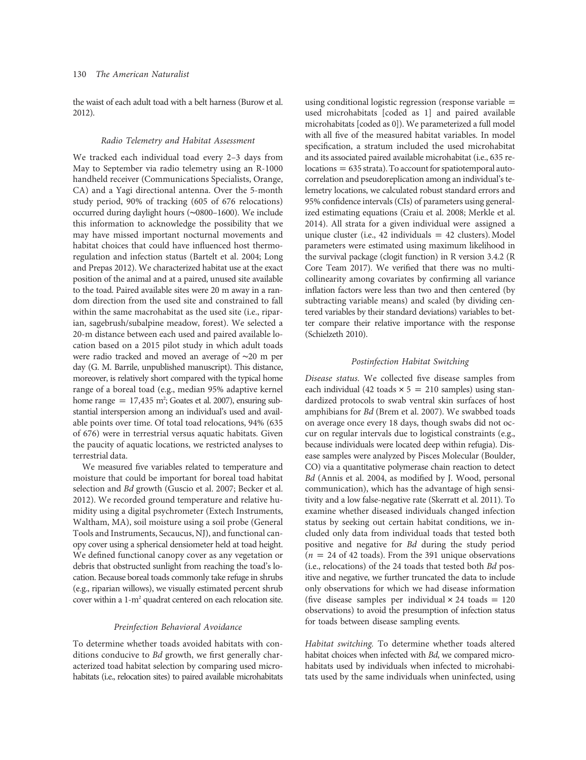the waist of each adult toad with a belt harness (Burow et al. 2012).

### Radio Telemetry and Habitat Assessment

We tracked each individual toad every 2–3 days from May to September via radio telemetry using an R-1000 handheld receiver (Communications Specialists, Orange, CA) and a Yagi directional antenna. Over the 5-month study period, 90% of tracking (605 of 676 relocations) occurred during daylight hours (∼0800–1600). We include this information to acknowledge the possibility that we may have missed important nocturnal movements and habitat choices that could have influenced host thermoregulation and infection status (Bartelt et al. 2004; Long and Prepas 2012). We characterized habitat use at the exact position of the animal and at a paired, unused site available to the toad. Paired available sites were 20 m away in a random direction from the used site and constrained to fall within the same macrohabitat as the used site (i.e., riparian, sagebrush/subalpine meadow, forest). We selected a 20-m distance between each used and paired available location based on a 2015 pilot study in which adult toads were radio tracked and moved an average of ∼20 m per day (G. M. Barrile, unpublished manuscript). This distance, moreover, is relatively short compared with the typical home range of a boreal toad (e.g., median 95% adaptive kernel home range = 17,435 m$^2$; Goates et al. 2007), ensuring substantial interspersion among an individual's used and available points over time. Of total toad relocations, 94% (635 of 676) were in terrestrial versus aquatic habitats. Given the paucity of aquatic locations, we restricted analyses to terrestrial data.

We measured five variables related to temperature and moisture that could be important for boreal toad habitat selection and *Bd* growth (Guscio et al. 2007; Becker et al. 2012). We recorded ground temperature and relative humidity using a digital psychrometer (Extech Instruments, Waltham, MA), soil moisture using a soil probe (General Tools and Instruments, Secaucus, NJ), and functional canopy cover using a spherical densiometer held at toad height. We defined functional canopy cover as any vegetation or debris that obstructed sunlight from reaching the toad's location. Because boreal toads commonly take refuge in shrubs (e.g., riparian willows), we visually estimated percent shrub cover within a 1-m$^2$ quadrat centered on each relocation site.

### Preinfection Behavioral Avoidance

To determine whether toads avoided habitats with conditions conducive to *Bd* growth, we first generally characterized toad habitat selection by comparing used microhabitats (i.e., relocation sites) to paired available microhabitats using conditional logistic regression (response variable = used microhabitats [coded as 1] and paired available microhabitats [coded as 0]). We parameterized a full model with all five of the measured habitat variables. In model specification, a stratum included the used microhabitat and its associated paired available microhabitat (i.e., 635 relocations = 635 strata). To account for spatiotemporal autocorrelation and pseudoreplication among an individual's telemetry locations, we calculated robust standard errors and 95% confidence intervals (CIs) of parameters using generalized estimating equations (Craiu et al. 2008; Merkle et al. 2014). All strata for a given individual were assigned a unique cluster (i.e., 42 individuals = 42 clusters). Model parameters were estimated using maximum likelihood in the survival package (clogit function) in R version 3.4.2 (R Core Team 2017). We verified that there was no multicollinearity among covariates by confirming all variance inflation factors were less than two and then centered (by subtracting variable means) and scaled (by dividing centered variables by their standard deviations) variables to better compare their relative importance with the response (Schielzeth 2010).

### Postinfection Habitat Switching

*Disease status.* We collected five disease samples from each individual (42 toads × 5 = 210 samples) using standardized protocols to swab ventral skin surfaces of host amphibians for *Bd* (Brem et al. 2007). We swabbed toads on average once every 18 days, though swabs did not occur on regular intervals due to logistical constraints (e.g., because individuals were located deep within refugia). Disease samples were analyzed by Pisces Molecular (Boulder, CO) via a quantitative polymerase chain reaction to detect *Bd* (Annis et al. 2004, as modified by J. Wood, personal communication), which has the advantage of high sensitivity and a low false-negative rate (Skerratt et al. 2011). To examine whether diseased individuals changed infection status by seeking out certain habitat conditions, we included only data from individual toads that tested both positive and negative for *Bd* during the study period ($n = 24$ of 42 toads). From the 391 unique observations (i.e., relocations) of the 24 toads that tested both *Bd* positive and negative, we further truncated the data to include only observations for which we had disease information (five disease samples per individual × 24 toads = 120 observations) to avoid the presumption of infection status for toads between disease sampling events.

*Habitat switching.* To determine whether toads altered habitat choices when infected with *Bd*, we compared microhabitats used by individuals when infected to microhabitats used by the same individuals when uninfected, using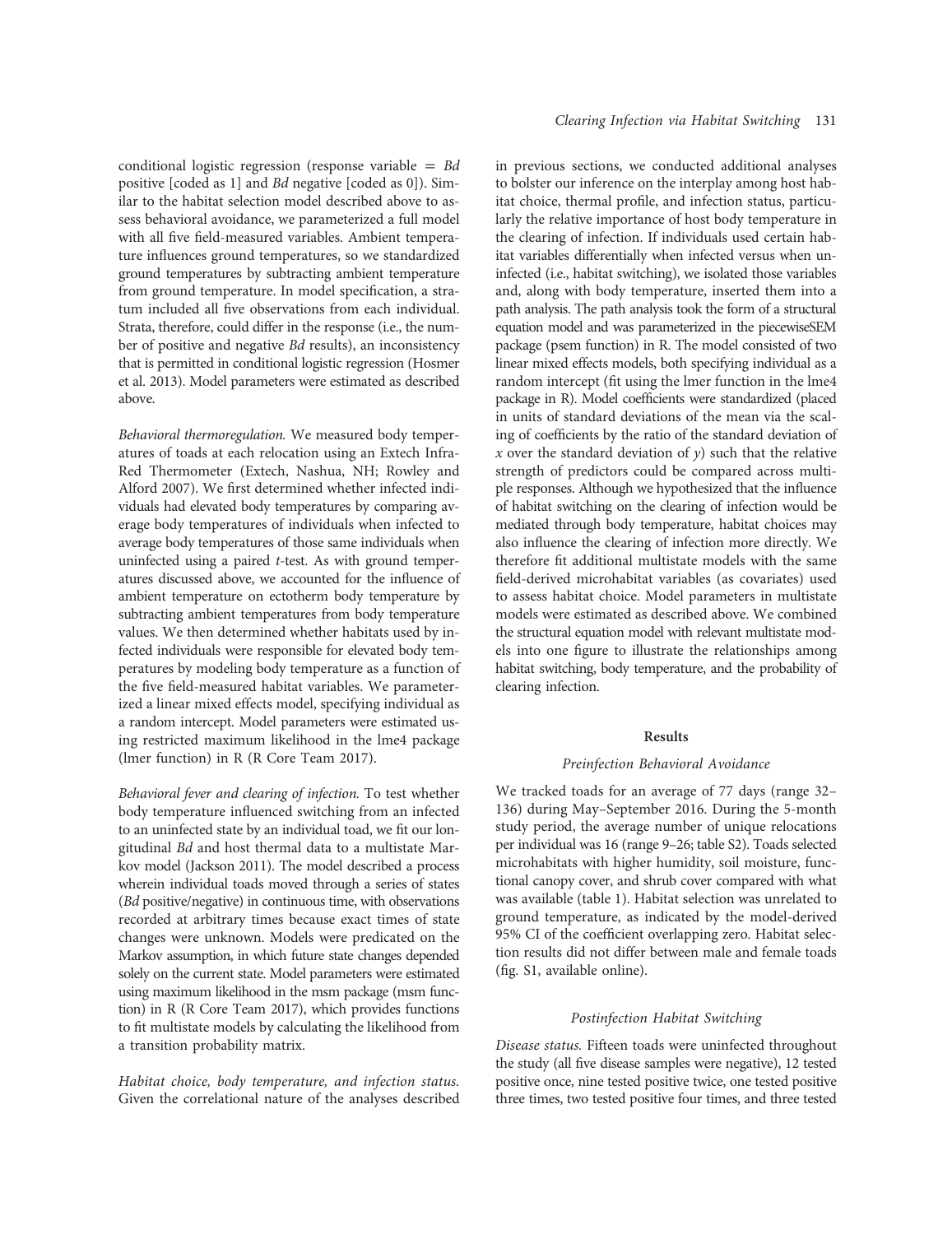conditional logistic regression (response variable = *Bd* positive [coded as 1] and *Bd* negative [coded as 0]). Similar to the habitat selection model described above to assess behavioral avoidance, we parameterized a full model with all five field-measured variables. Ambient temperature influences ground temperatures, so we standardized ground temperatures by subtracting ambient temperature from ground temperature. In model specification, a stratum included all five observations from each individual. Strata, therefore, could differ in the response (i.e., the number of positive and negative *Bd* results), an inconsistency that is permitted in conditional logistic regression (Hosmer et al. 2013). Model parameters were estimated as described above.

*Behavioral thermoregulation.* We measured body temperatures of toads at each relocation using an Extech InfraRed Thermometer (Extech, Nashua, NH; Rowley and Alford 2007). We first determined whether infected individuals had elevated body temperatures by comparing average body temperatures of individuals when infected to average body temperatures of those same individuals when uninfected using a paired *t*-test. As with ground temperatures discussed above, we accounted for the influence of ambient temperature on ectotherm body temperature by subtracting ambient temperatures from body temperature values. We then determined whether habitats used by infected individuals were responsible for elevated body temperatures by modeling body temperature as a function of the five field-measured habitat variables. We parameterized a linear mixed effects model, specifying individual as a random intercept. Model parameters were estimated using restricted maximum likelihood in the lme4 package (lmer function) in R (R Core Team 2017).

*Behavioral fever and clearing of infection.* To test whether body temperature influenced switching from an infected to an uninfected state by an individual toad, we fit our longitudinal *Bd* and host thermal data to a multistate Markov model (Jackson 2011). The model described a process wherein individual toads moved through a series of states (*Bd* positive/negative) in continuous time, with observations recorded at arbitrary times because exact times of state changes were unknown. Models were predicated on the Markov assumption, in which future state changes depended solely on the current state. Model parameters were estimated using maximum likelihood in the msm package (msm function) in R (R Core Team 2017), which provides functions to fit multistate models by calculating the likelihood from a transition probability matrix.

*Habitat choice, body temperature, and infection status.* Given the correlational nature of the analyses described in previous sections, we conducted additional analyses to bolster our inference on the interplay among host habitat choice, thermal profile, and infection status, particularly the relative importance of host body temperature in the clearing of infection. If individuals used certain habitat variables differentially when infected versus when uninfected (i.e., habitat switching), we isolated those variables and, along with body temperature, inserted them into a path analysis. The path analysis took the form of a structural equation model and was parameterized in the piecewiseSEM package (psem function) in R. The model consisted of two linear mixed effects models, both specifying individual as a random intercept (fit using the lmer function in the lme4 package in R). Model coefficients were standardized (placed in units of standard deviations of the mean via the scaling of coefficients by the ratio of the standard deviation of $x$ over the standard deviation of $y$) such that the relative strength of predictors could be compared across multiple responses. Although we hypothesized that the influence of habitat switching on the clearing of infection would be mediated through body temperature, habitat choices may also influence the clearing of infection more directly. We therefore fit additional multistate models with the same field-derived microhabitat variables (as covariates) used to assess habitat choice. Model parameters in multistate models were estimated as described above. We combined the structural equation model with relevant multistate models into one figure to illustrate the relationships among habitat switching, body temperature, and the probability of clearing infection.

## Results

### Preinfection Behavioral Avoidance

We tracked toads for an average of 77 days (range 32–136) during May–September 2016. During the 5-month study period, the average number of unique relocations per individual was 16 (range 9–26; table S2). Toads selected microhabitats with higher humidity, soil moisture, functional canopy cover, and shrub cover compared with what was available (table 1). Habitat selection was unrelated to ground temperature, as indicated by the model-derived 95% CI of the coefficient overlapping zero. Habitat selection results did not differ between male and female toads (fig. S1, available online).

### Postinfection Habitat Switching

*Disease status.* Fifteen toads were uninfected throughout the study (all five disease samples were negative), 12 tested positive once, nine tested positive twice, one tested positive three times, two tested positive four times, and three tested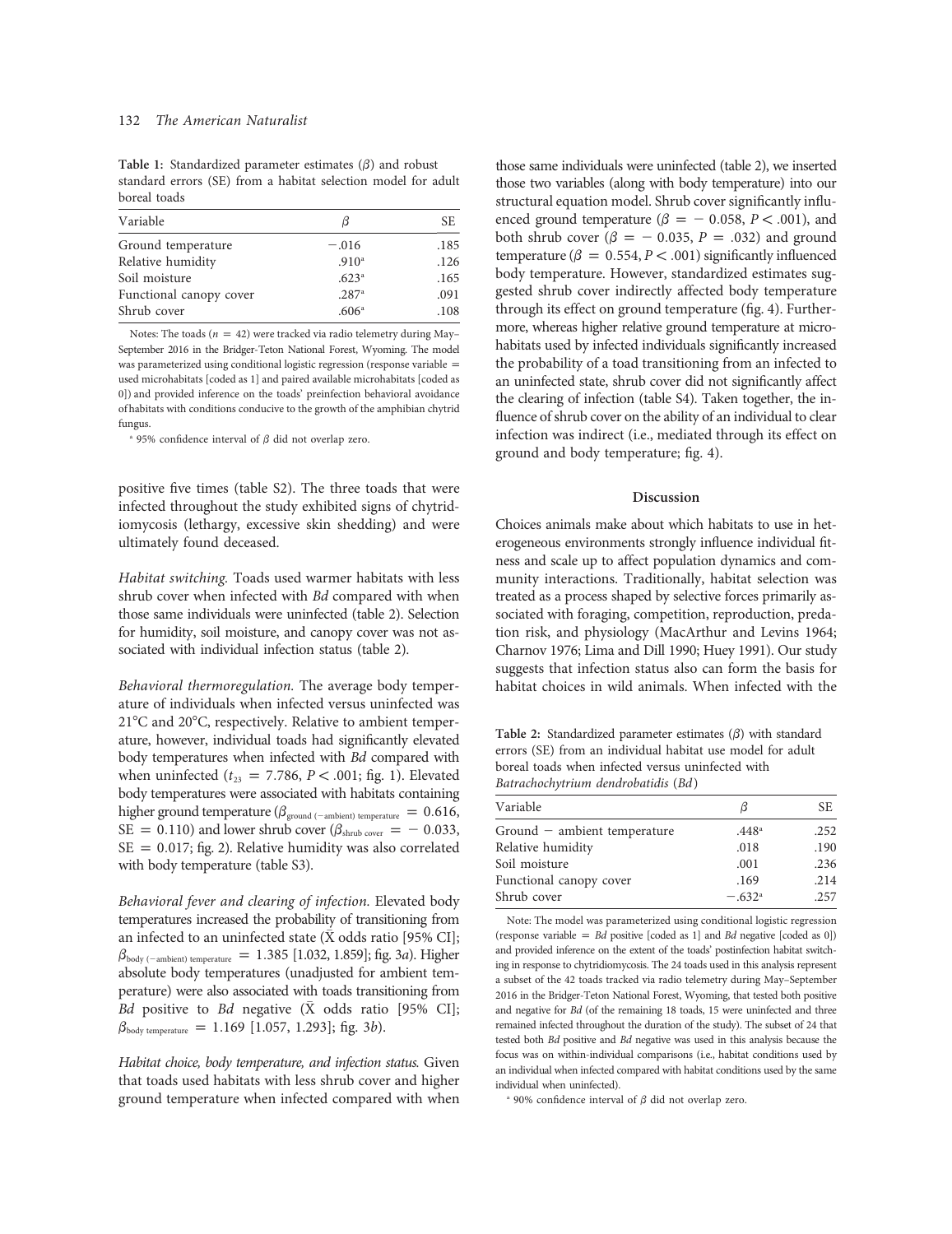**Table 1:** Standardized parameter estimates ($\beta$) and robust standard errors (SE) from a habitat selection model for adult boreal toads

| Variable | $\beta$ | SE |
|---|---|---|
| Ground temperature | −.016 | .185 |
| Relative humidity | .910[a] | .126 |
| Soil moisture | .623[a] | .165 |
| Functional canopy cover | .287[a] | .091 |
| Shrub cover | .606[a] | .108 |

Notes: The toads ($n = 42$) were tracked via radio telemetry during May–September 2016 in the Bridger-Teton National Forest, Wyoming. The model was parameterized using conditional logistic regression (response variable = used microhabitats [coded as 1] and paired available microhabitats [coded as 0]) and provided inference on the toads' preinfection behavioral avoidance of habitats with conditions conducive to the growth of the amphibian chytrid fungus.

[a] 95% confidence interval of $\beta$ did not overlap zero.

positive five times (table S2). The three toads that were infected throughout the study exhibited signs of chytridiomycosis (lethargy, excessive skin shedding) and were ultimately found deceased.

*Habitat switching.* Toads used warmer habitats with less shrub cover when infected with *Bd* compared with when those same individuals were uninfected (table 2). Selection for humidity, soil moisture, and canopy cover was not associated with individual infection status (table 2).

*Behavioral thermoregulation.* The average body temperature of individuals when infected versus uninfected was 21°C and 20°C, respectively. Relative to ambient temperature, however, individual toads had significantly elevated body temperatures when infected with *Bd* compared with when uninfected ($t_{23} = 7.786$, $P < .001$; fig. 1). Elevated body temperatures were associated with habitats containing higher ground temperature ($\beta_{\text{ground (−ambient) temperature}} = 0.616$, SE = 0.110) and lower shrub cover ($\beta_{\text{shrub cover}} = -0.033$, SE = 0.017; fig. 2). Relative humidity was also correlated with body temperature (table S3).

*Behavioral fever and clearing of infection.* Elevated body temperatures increased the probability of transitioning from an infected to an uninfected state ($\bar{X}$ odds ratio [95% CI]; $\beta_{\text{body (−ambient) temperature}} = 1.385$ [1.032, 1.859]; fig. 3*a*). Higher absolute body temperatures (unadjusted for ambient temperature) were also associated with toads transitioning from *Bd* positive to *Bd* negative ($\bar{X}$ odds ratio [95% CI]; $\beta_{\text{body temperature}} = 1.169$ [1.057, 1.293]; fig. 3*b*).

*Habitat choice, body temperature, and infection status.* Given that toads used habitats with less shrub cover and higher ground temperature when infected compared with when those same individuals were uninfected (table 2), we inserted those two variables (along with body temperature) into our structural equation model. Shrub cover significantly influenced ground temperature ($\beta = -0.058$, $P < .001$), and both shrub cover ($\beta = -0.035$, $P = .032$) and ground temperature ($\beta = 0.554$, $P < .001$) significantly influenced body temperature. However, standardized estimates suggested shrub cover indirectly affected body temperature through its effect on ground temperature (fig. 4). Furthermore, whereas higher relative ground temperature at microhabitats used by infected individuals significantly increased the probability of a toad transitioning from an infected to an uninfected state, shrub cover did not significantly affect the clearing of infection (table S4). Taken together, the influence of shrub cover on the ability of an individual to clear infection was indirect (i.e., mediated through its effect on ground and body temperature; fig. 4).

## Discussion

Choices animals make about which habitats to use in heterogeneous environments strongly influence individual fitness and scale up to affect population dynamics and community interactions. Traditionally, habitat selection was treated as a process shaped by selective forces primarily associated with foraging, competition, reproduction, predation risk, and physiology (MacArthur and Levins 1964; Charnov 1976; Lima and Dill 1990; Huey 1991). Our study suggests that infection status also can form the basis for habitat choices in wild animals. When infected with the

**Table 2:** Standardized parameter estimates ($\beta$) with standard errors (SE) from an individual habitat use model for adult boreal toads when infected versus uninfected with *Batrachochytrium dendrobatidis* (*Bd*)

| Variable | $\beta$ | SE |
|---|---|---|
| Ground − ambient temperature | .448[a] | .252 |
| Relative humidity | .018 | .190 |
| Soil moisture | .001 | .236 |
| Functional canopy cover | .169 | .214 |
| Shrub cover | −.632[a] | .257 |

Note: The model was parameterized using conditional logistic regression (response variable = *Bd* positive [coded as 1] and *Bd* negative [coded as 0]) and provided inference on the extent of the toads' postinfection habitat switching in response to chytridiomycosis. The 24 toads used in this analysis represent a subset of the 42 toads tracked via radio telemetry during May–September 2016 in the Bridger-Teton National Forest, Wyoming, that tested both positive and negative for *Bd* (of the remaining 18 toads, 15 were uninfected and three remained infected throughout the duration of the study). The subset of 24 that tested both *Bd* positive and *Bd* negative was used in this analysis because the focus was on within-individual comparisons (i.e., habitat conditions used by an individual when infected compared with habitat conditions used by the same individual when uninfected).

[a] 90% confidence interval of $\beta$ did not overlap zero.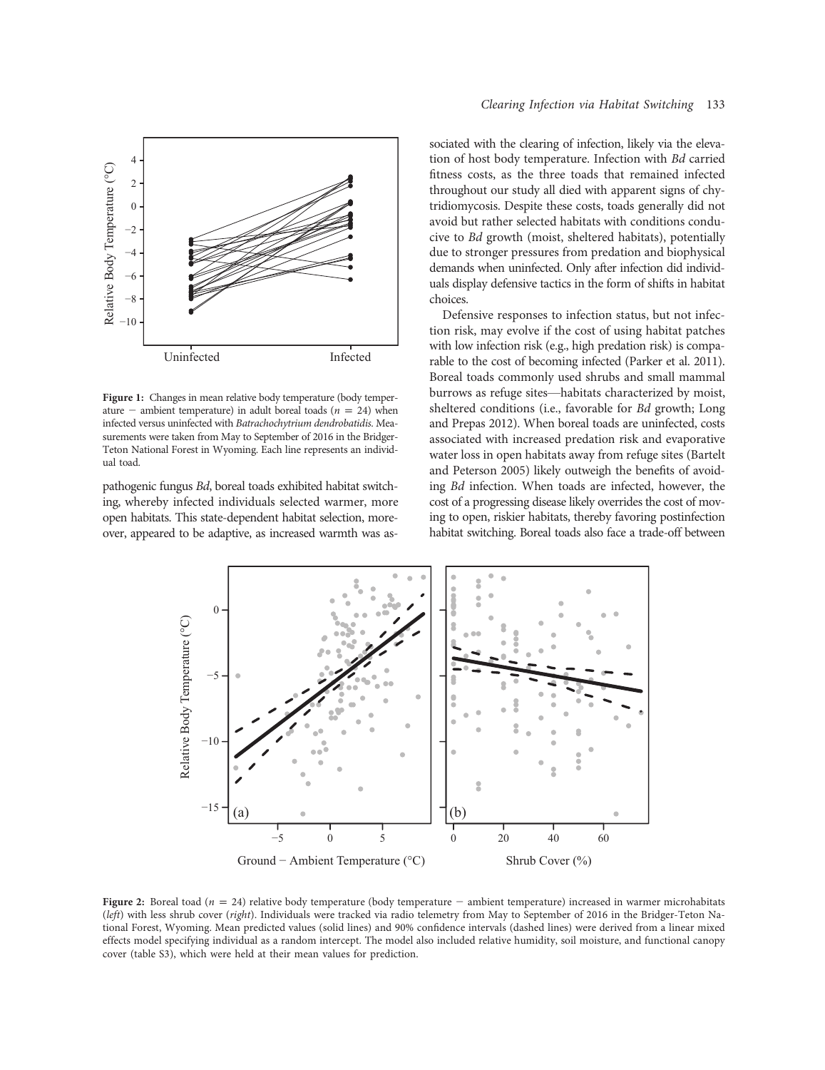Figure 1: Changes in mean relative body temperature (body temperature − ambient temperature) in adult boreal toads ($n = 24$) when infected versus uninfected with *Batrachochytrium dendrobatidis*. Measurements were taken from May to September of 2016 in the Bridger-Teton National Forest in Wyoming. Each line represents an individual toad.

pathogenic fungus *Bd*, boreal toads exhibited habitat switching, whereby infected individuals selected warmer, more open habitats. This state-dependent habitat selection, moreover, appeared to be adaptive, as increased warmth was associated with the clearing of infection, likely via the elevation of host body temperature. Infection with *Bd* carried fitness costs, as the three toads that remained infected throughout our study all died with apparent signs of chytridiomycosis. Despite these costs, toads generally did not avoid but rather selected habitats with conditions conducive to *Bd* growth (moist, sheltered habitats), potentially due to stronger pressures from predation and biophysical demands when uninfected. Only after infection did individuals display defensive tactics in the form of shifts in habitat choices.

Defensive responses to infection status, but not infection risk, may evolve if the cost of using habitat patches with low infection risk (e.g., high predation risk) is comparable to the cost of becoming infected (Parker et al. 2011). Boreal toads commonly used shrubs and small mammal burrows as refuge sites—habitats characterized by moist, sheltered conditions (i.e., favorable for *Bd* growth; Long and Prepas 2012). When boreal toads are uninfected, costs associated with increased predation risk and evaporative water loss in open habitats away from refuge sites (Bartelt and Peterson 2005) likely outweigh the benefits of avoiding *Bd* infection. When toads are infected, however, the cost of a progressing disease likely overrides the cost of moving to open, riskier habitats, thereby favoring postinfection habitat switching. Boreal toads also face a trade-off between

Figure 2: Boreal toad ($n = 24$) relative body temperature (body temperature − ambient temperature) increased in warmer microhabitats (*left*) with less shrub cover (*right*). Individuals were tracked via radio telemetry from May to September of 2016 in the Bridger-Teton National Forest, Wyoming. Mean predicted values (solid lines) and 90% confidence intervals (dashed lines) were derived from a linear mixed effects model specifying individual as a random intercept. The model also included relative humidity, soil moisture, and functional canopy cover (table S3), which were held at their mean values for prediction.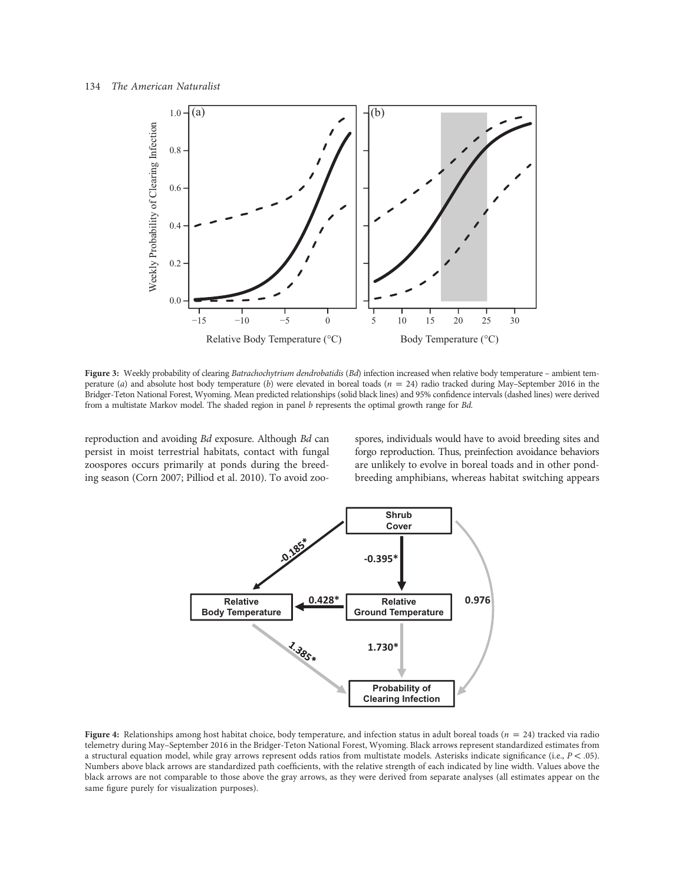Figure 3: Weekly probability of clearing *Batrachochytrium dendrobatidis* (*Bd*) infection increased when relative body temperature – ambient temperature (*a*) and absolute host body temperature (*b*) were elevated in boreal toads ($n = 24$) radio tracked during May–September 2016 in the Bridger-Teton National Forest, Wyoming. Mean predicted relationships (solid black lines) and 95% confidence intervals (dashed lines) were derived from a multistate Markov model. The shaded region in panel *b* represents the optimal growth range for *Bd*.

reproduction and avoiding *Bd* exposure. Although *Bd* can persist in moist terrestrial habitats, contact with fungal zoospores occurs primarily at ponds during the breeding season (Corn 2007; Pilliod et al. 2010). To avoid zoospores, individuals would have to avoid breeding sites and forgo reproduction. Thus, preinfection avoidance behaviors are unlikely to evolve in boreal toads and in other pond-breeding amphibians, whereas habitat switching appears

Figure 4: Relationships among host habitat choice, body temperature, and infection status in adult boreal toads ($n = 24$) tracked via radio telemetry during May–September 2016 in the Bridger-Teton National Forest, Wyoming. Black arrows represent standardized estimates from a structural equation model, while gray arrows represent odds ratios from multistate models. Asterisks indicate significance (i.e., $P < .05$). Numbers above black arrows are standardized path coefficients, with the relative strength of each indicated by line width. Values above the black arrows are not comparable to those above the gray arrows, as they were derived from separate analyses (all estimates appear on the same figure purely for visualization purposes).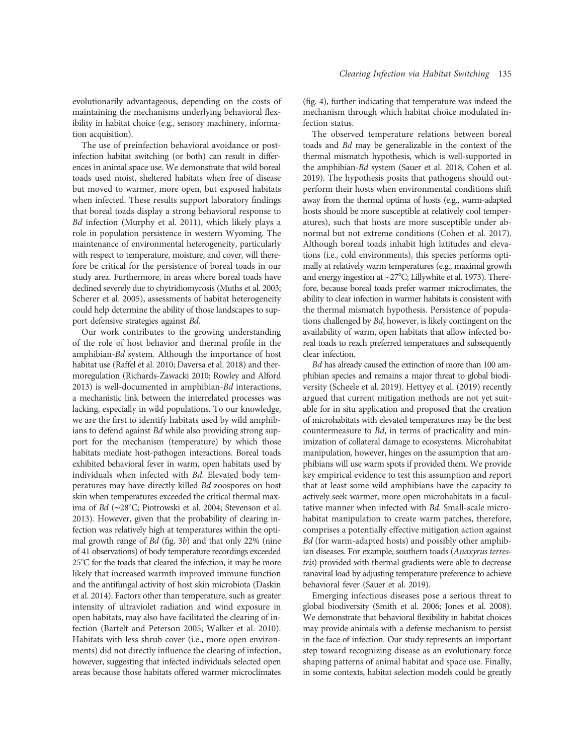evolutionarily advantageous, depending on the costs of maintaining the mechanisms underlying behavioral flexibility in habitat choice (e.g., sensory machinery, information acquisition).

The use of preinfection behavioral avoidance or postinfection habitat switching (or both) can result in differences in animal space use. We demonstrate that wild boreal toads used moist, sheltered habitats when free of disease but moved to warmer, more open, but exposed habitats when infected. These results support laboratory findings that boreal toads display a strong behavioral response to *Bd* infection (Murphy et al. 2011), which likely plays a role in population persistence in western Wyoming. The maintenance of environmental heterogeneity, particularly with respect to temperature, moisture, and cover, will therefore be critical for the persistence of boreal toads in our study area. Furthermore, in areas where boreal toads have declined severely due to chytridiomycosis (Muths et al. 2003; Scherer et al. 2005), assessments of habitat heterogeneity could help determine the ability of those landscapes to support defensive strategies against *Bd*.

Our work contributes to the growing understanding of the role of host behavior and thermal profile in the amphibian-*Bd* system. Although the importance of host habitat use (Raffel et al. 2010; Daversa et al. 2018) and thermoregulation (Richards-Zawacki 2010; Rowley and Alford 2013) is well-documented in amphibian-*Bd* interactions, a mechanistic link between the interrelated processes was lacking, especially in wild populations. To our knowledge, we are the first to identify habitats used by wild amphibians to defend against *Bd* while also providing strong support for the mechanism (temperature) by which those habitats mediate host-pathogen interactions. Boreal toads exhibited behavioral fever in warm, open habitats used by individuals when infected with *Bd*. Elevated body temperatures may have directly killed *Bd* zoospores on host skin when temperatures exceeded the critical thermal maxima of *Bd* (~28°C; Piotrowski et al. 2004; Stevenson et al. 2013). However, given that the probability of clearing infection was relatively high at temperatures within the optimal growth range of *Bd* (fig. 3*b*) and that only 22% (nine of 41 observations) of body temperature recordings exceeded 25°C for the toads that cleared the infection, it may be more likely that increased warmth improved immune function and the antifungal activity of host skin microbiota (Daskin et al. 2014). Factors other than temperature, such as greater intensity of ultraviolet radiation and wind exposure in open habitats, may also have facilitated the clearing of infection (Bartelt and Peterson 2005; Walker et al. 2010). Habitats with less shrub cover (i.e., more open environments) did not directly influence the clearing of infection, however, suggesting that infected individuals selected open areas because those habitats offered warmer microclimates (fig. 4), further indicating that temperature was indeed the mechanism through which habitat choice modulated infection status.

The observed temperature relations between boreal toads and *Bd* may be generalizable in the context of the thermal mismatch hypothesis, which is well-supported in the amphibian-*Bd* system (Sauer et al. 2018; Cohen et al. 2019). The hypothesis posits that pathogens should outperform their hosts when environmental conditions shift away from the thermal optima of hosts (e.g., warm-adapted hosts should be more susceptible at relatively cool temperatures), such that hosts are more susceptible under abnormal but not extreme conditions (Cohen et al. 2017). Although boreal toads inhabit high latitudes and elevations (i.e., cold environments), this species performs optimally at relatively warm temperatures (e.g., maximal growth and energy ingestion at ~27°C; Lillywhite et al. 1973). Therefore, because boreal toads prefer warmer microclimates, the ability to clear infection in warmer habitats is consistent with the thermal mismatch hypothesis. Persistence of populations challenged by *Bd*, however, is likely contingent on the availability of warm, open habitats that allow infected boreal toads to reach preferred temperatures and subsequently clear infection.

*Bd* has already caused the extinction of more than 100 amphibian species and remains a major threat to global biodiversity (Scheele et al. 2019). Hettyey et al. (2019) recently argued that current mitigation methods are not yet suitable for in situ application and proposed that the creation of microhabitats with elevated temperatures may be the best countermeasure to *Bd*, in terms of practicality and minimization of collateral damage to ecosystems. Microhabitat manipulation, however, hinges on the assumption that amphibians will use warm spots if provided them. We provide key empirical evidence to test this assumption and report that at least some wild amphibians have the capacity to actively seek warmer, more open microhabitats in a facultative manner when infected with *Bd*. Small-scale microhabitat manipulation to create warm patches, therefore, comprises a potentially effective mitigation action against *Bd* (for warm-adapted hosts) and possibly other amphibian diseases. For example, southern toads (*Anaxyrus terrestris*) provided with thermal gradients were able to decrease ranaviral load by adjusting temperature preference to achieve behavioral fever (Sauer et al. 2019).

Emerging infectious diseases pose a serious threat to global biodiversity (Smith et al. 2006; Jones et al. 2008). We demonstrate that behavioral flexibility in habitat choices may provide animals with a defense mechanism to persist in the face of infection. Our study represents an important step toward recognizing disease as an evolutionary force shaping patterns of animal habitat and space use. Finally, in some contexts, habitat selection models could be greatly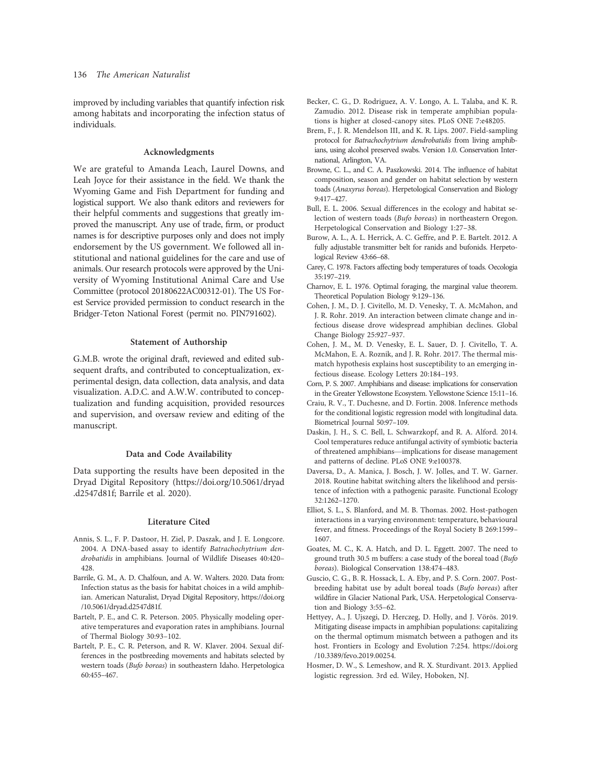improved by including variables that quantify infection risk among habitats and incorporating the infection status of individuals.

## Acknowledgments

We are grateful to Amanda Leach, Laurel Downs, and Leah Joyce for their assistance in the field. We thank the Wyoming Game and Fish Department for funding and logistical support. We also thank editors and reviewers for their helpful comments and suggestions that greatly improved the manuscript. Any use of trade, firm, or product names is for descriptive purposes only and does not imply endorsement by the US government. We followed all institutional and national guidelines for the care and use of animals. Our research protocols were approved by the University of Wyoming Institutional Animal Care and Use Committee (protocol 20180622AC00312-01). The US Forest Service provided permission to conduct research in the Bridger-Teton National Forest (permit no. PIN791602).

## Statement of Authorship

G.M.B. wrote the original draft, reviewed and edited subsequent drafts, and contributed to conceptualization, experimental design, data collection, data analysis, and data visualization. A.D.C. and A.W.W. contributed to conceptualization and funding acquisition, provided resources and supervision, and oversaw review and editing of the manuscript.

## Data and Code Availability

Data supporting the results have been deposited in the Dryad Digital Repository (https://doi.org/10.5061/dryad.d2547d81f; Barrile et al. 2020).

## Literature Cited

Annis, S. L., F. P. Dastoor, H. Ziel, P. Daszak, and J. E. Longcore. 2004. A DNA-based assay to identify *Batrachochytrium dendrobatidis* in amphibians. Journal of Wildlife Diseases 40:420–428.

Barrile, G. M., A. D. Chalfoun, and A. W. Walters. 2020. Data from: Infection status as the basis for habitat choices in a wild amphibian. American Naturalist, Dryad Digital Repository, https://doi.org/10.5061/dryad.d2547d81f.

Bartelt, P. E., and C. R. Peterson. 2005. Physically modeling operative temperatures and evaporation rates in amphibians. Journal of Thermal Biology 30:93–102.

Bartelt, P. E., C. R. Peterson, and R. W. Klaver. 2004. Sexual differences in the postbreeding movements and habitats selected by western toads (*Bufo boreas*) in southeastern Idaho. Herpetologica 60:455–467.

Becker, C. G., D. Rodriguez, A. V. Longo, A. L. Talaba, and K. R. Zamudio. 2012. Disease risk in temperate amphibian populations is higher at closed-canopy sites. PLoS ONE 7:e48205.

Brem, F., J. R. Mendelson III, and K. R. Lips. 2007. Field-sampling protocol for *Batrachochytrium dendrobatidis* from living amphibians, using alcohol preserved swabs. Version 1.0. Conservation International, Arlington, VA.

Browne, C. L., and C. A. Paszkowski. 2014. The influence of habitat composition, season and gender on habitat selection by western toads (*Anaxyrus boreas*). Herpetological Conservation and Biology 9:417–427.

Bull, E. L. 2006. Sexual differences in the ecology and habitat selection of western toads (*Bufo boreas*) in northeastern Oregon. Herpetological Conservation and Biology 1:27–38.

Burow, A. L., A. L. Herrick, A. C. Geffre, and P. E. Bartelt. 2012. A fully adjustable transmitter belt for ranids and bufonids. Herpetological Review 43:66–68.

Carey, C. 1978. Factors affecting body temperatures of toads. Oecologia 35:197–219.

Charnov, E. L. 1976. Optimal foraging, the marginal value theorem. Theoretical Population Biology 9:129–136.

Cohen, J. M., D. J. Civitello, M. D. Venesky, T. A. McMahon, and J. R. Rohr. 2019. An interaction between climate change and infectious disease drove widespread amphibian declines. Global Change Biology 25:927–937.

Cohen, J. M., M. D. Venesky, E. L. Sauer, D. J. Civitello, T. A. McMahon, E. A. Roznik, and J. R. Rohr. 2017. The thermal mismatch hypothesis explains host susceptibility to an emerging infectious disease. Ecology Letters 20:184–193.

Corn, P. S. 2007. Amphibians and disease: implications for conservation in the Greater Yellowstone Ecosystem. Yellowstone Science 15:11–16.

Craiu, R. V., T. Duchesne, and D. Fortin. 2008. Inference methods for the conditional logistic regression model with longitudinal data. Biometrical Journal 50:97–109.

Daskin, J. H., S. C. Bell, L. Schwarzkopf, and R. A. Alford. 2014. Cool temperatures reduce antifungal activity of symbiotic bacteria of threatened amphibians—implications for disease management and patterns of decline. PLoS ONE 9:e100378.

Daversa, D., A. Manica, J. Bosch, J. W. Jolles, and T. W. Garner. 2018. Routine habitat switching alters the likelihood and persistence of infection with a pathogenic parasite. Functional Ecology 32:1262–1270.

Elliot, S. L., S. Blanford, and M. B. Thomas. 2002. Host-pathogen interactions in a varying environment: temperature, behavioural fever, and fitness. Proceedings of the Royal Society B 269:1599–1607.

Goates, M. C., K. A. Hatch, and D. L. Eggett. 2007. The need to ground truth 30.5 m buffers: a case study of the boreal toad (*Bufo boreas*). Biological Conservation 138:474–483.

Guscio, C. G., B. R. Hossack, L. A. Eby, and P. S. Corn. 2007. Post-breeding habitat use by adult boreal toads (*Bufo boreas*) after wildfire in Glacier National Park, USA. Herpetological Conservation and Biology 3:55–62.

Hettyey, A., J. Ujszegi, D. Herczeg, D. Holly, and J. Vörös. 2019. Mitigating disease impacts in amphibian populations: capitalizing on the thermal optimum mismatch between a pathogen and its host. Frontiers in Ecology and Evolution 7:254. https://doi.org/10.3389/fevo.2019.00254.

Hosmer, D. W., S. Lemeshow, and R. X. Sturdivant. 2013. Applied logistic regression. 3rd ed. Wiley, Hoboken, NJ.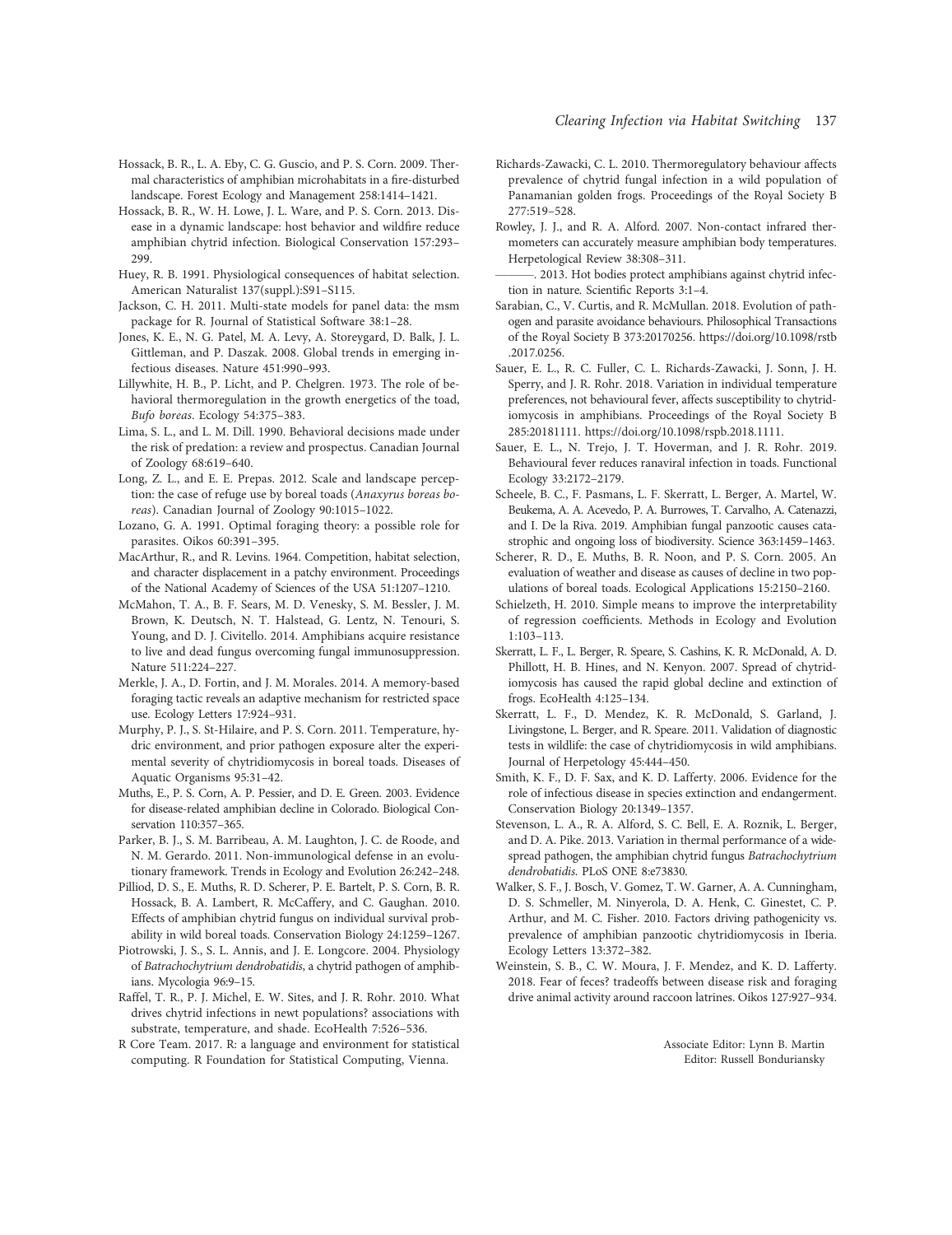Hossack, B. R., L. A. Eby, C. G. Guscio, and P. S. Corn. 2009. Thermal characteristics of amphibian microhabitats in a fire-disturbed landscape. Forest Ecology and Management 258:1414–1421.

Hossack, B. R., W. H. Lowe, J. L. Ware, and P. S. Corn. 2013. Disease in a dynamic landscape: host behavior and wildfire reduce amphibian chytrid infection. Biological Conservation 157:293–299.

Huey, R. B. 1991. Physiological consequences of habitat selection. American Naturalist 137(suppl.):S91–S115.

Jackson, C. H. 2011. Multi-state models for panel data: the msm package for R. Journal of Statistical Software 38:1–28.

Jones, K. E., N. G. Patel, M. A. Levy, A. Storeygard, D. Balk, J. L. Gittleman, and P. Daszak. 2008. Global trends in emerging infectious diseases. Nature 451:990–993.

Lillywhite, H. B., P. Licht, and P. Chelgren. 1973. The role of behavioral thermoregulation in the growth energetics of the toad, *Bufo boreas*. Ecology 54:375–383.

Lima, S. L., and L. M. Dill. 1990. Behavioral decisions made under the risk of predation: a review and prospectus. Canadian Journal of Zoology 68:619–640.

Long, Z. L., and E. E. Prepas. 2012. Scale and landscape perception: the case of refuge use by boreal toads (*Anaxyrus boreas boreas*). Canadian Journal of Zoology 90:1015–1022.

Lozano, G. A. 1991. Optimal foraging theory: a possible role for parasites. Oikos 60:391–395.

MacArthur, R., and R. Levins. 1964. Competition, habitat selection, and character displacement in a patchy environment. Proceedings of the National Academy of Sciences of the USA 51:1207–1210.

McMahon, T. A., B. F. Sears, M. D. Venesky, S. M. Bessler, J. M. Brown, K. Deutsch, N. T. Halstead, G. Lentz, N. Tenouri, S. Young, and D. J. Civitello. 2014. Amphibians acquire resistance to live and dead fungus overcoming fungal immunosuppression. Nature 511:224–227.

Merkle, J. A., D. Fortin, and J. M. Morales. 2014. A memory-based foraging tactic reveals an adaptive mechanism for restricted space use. Ecology Letters 17:924–931.

Murphy, P. J., S. St-Hilaire, and P. S. Corn. 2011. Temperature, hydric environment, and prior pathogen exposure alter the experimental severity of chytridiomycosis in boreal toads. Diseases of Aquatic Organisms 95:31–42.

Muths, E., P. S. Corn, A. P. Pessier, and D. E. Green. 2003. Evidence for disease-related amphibian decline in Colorado. Biological Conservation 110:357–365.

Parker, B. J., S. M. Barribeau, A. M. Laughton, J. C. de Roode, and N. M. Gerardo. 2011. Non-immunological defense in an evolutionary framework. Trends in Ecology and Evolution 26:242–248.

Pilliod, D. S., E. Muths, R. D. Scherer, P. E. Bartelt, P. S. Corn, B. R. Hossack, B. A. Lambert, R. McCaffery, and C. Gaughan. 2010. Effects of amphibian chytrid fungus on individual survival probability in wild boreal toads. Conservation Biology 24:1259–1267.

Piotrowski, J. S., S. L. Annis, and J. E. Longcore. 2004. Physiology of *Batrachochytrium dendrobatidis*, a chytrid pathogen of amphibians. Mycologia 96:9–15.

Raffel, T. R., P. J. Michel, E. W. Sites, and J. R. Rohr. 2010. What drives chytrid infections in newt populations? associations with substrate, temperature, and shade. EcoHealth 7:526–536.

R Core Team. 2017. R: a language and environment for statistical computing. R Foundation for Statistical Computing, Vienna.

Richards-Zawacki, C. L. 2010. Thermoregulatory behaviour affects prevalence of chytrid fungal infection in a wild population of Panamanian golden frogs. Proceedings of the Royal Society B 277:519–528.

Rowley, J. J., and R. A. Alford. 2007. Non-contact infrared thermometers can accurately measure amphibian body temperatures. Herpetological Review 38:308–311.

———. 2013. Hot bodies protect amphibians against chytrid infection in nature. Scientific Reports 3:1–4.

Sarabian, C., V. Curtis, and R. McMullan. 2018. Evolution of pathogen and parasite avoidance behaviours. Philosophical Transactions of the Royal Society B 373:20170256. https://doi.org/10.1098/rstb.2017.0256.

Sauer, E. L., R. C. Fuller, C. L. Richards-Zawacki, J. Sonn, J. H. Sperry, and J. R. Rohr. 2018. Variation in individual temperature preferences, not behavioural fever, affects susceptibility to chytridiomycosis in amphibians. Proceedings of the Royal Society B 285:20181111. https://doi.org/10.1098/rspb.2018.1111.

Sauer, E. L., N. Trejo, J. T. Hoverman, and J. R. Rohr. 2019. Behavioural fever reduces ranaviral infection in toads. Functional Ecology 33:2172–2179.

Scheele, B. C., F. Pasmans, L. F. Skerratt, L. Berger, A. Martel, W. Beukema, A. A. Acevedo, P. A. Burrowes, T. Carvalho, A. Catenazzi, and I. De la Riva. 2019. Amphibian fungal panzootic causes catastrophic and ongoing loss of biodiversity. Science 363:1459–1463.

Scherer, R. D., E. Muths, B. R. Noon, and P. S. Corn. 2005. An evaluation of weather and disease as causes of decline in two populations of boreal toads. Ecological Applications 15:2150–2160.

Schielzeth, H. 2010. Simple means to improve the interpretability of regression coefficients. Methods in Ecology and Evolution 1:103–113.

Skerratt, L. F., L. Berger, R. Speare, S. Cashins, K. R. McDonald, A. D. Phillott, H. B. Hines, and N. Kenyon. 2007. Spread of chytridiomycosis has caused the rapid global decline and extinction of frogs. EcoHealth 4:125–134.

Skerratt, L. F., D. Mendez, K. R. McDonald, S. Garland, J. Livingstone, L. Berger, and R. Speare. 2011. Validation of diagnostic tests in wildlife: the case of chytridiomycosis in wild amphibians. Journal of Herpetology 45:444–450.

Smith, K. F., D. F. Sax, and K. D. Lafferty. 2006. Evidence for the role of infectious disease in species extinction and endangerment. Conservation Biology 20:1349–1357.

Stevenson, L. A., R. A. Alford, S. C. Bell, E. A. Roznik, L. Berger, and D. A. Pike. 2013. Variation in thermal performance of a widespread pathogen, the amphibian chytrid fungus *Batrachochytrium dendrobatidis*. PLoS ONE 8:e73830.

Walker, S. F., J. Bosch, V. Gomez, T. W. Garner, A. A. Cunningham, D. S. Schmeller, M. Ninyerola, D. A. Henk, C. Ginestet, C. P. Arthur, and M. C. Fisher. 2010. Factors driving pathogenicity vs. prevalence of amphibian panzootic chytridiomycosis in Iberia. Ecology Letters 13:372–382.

Weinstein, S. B., C. W. Moura, J. F. Mendez, and K. D. Lafferty. 2018. Fear of feces? tradeoffs between disease risk and foraging drive animal activity around raccoon latrines. Oikos 127:927–934.

Associate Editor: Lynn B. Martin
Editor: Russell Bonduriansky